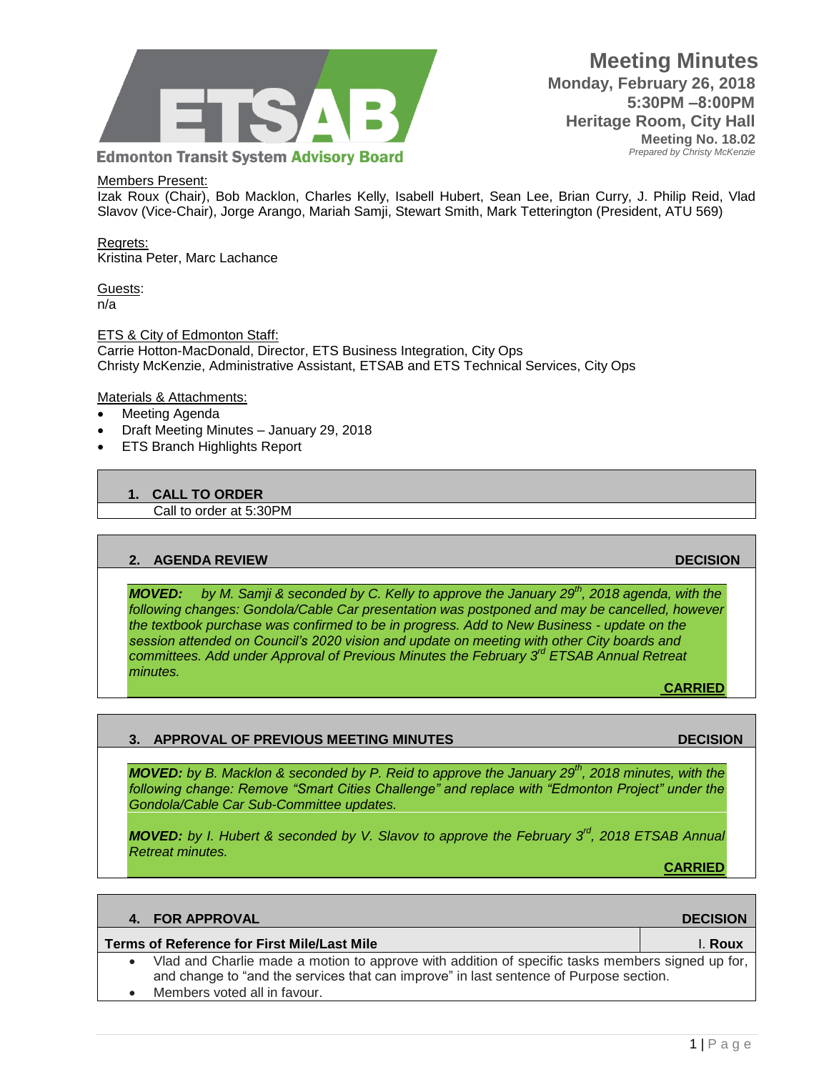**Edmonton Transit System Advisory Board**

# Meeting Minutes

**Monday, February 26, 2018**
**5:30PM –8:00PM**
**Heritage Room, City Hall**
**Meeting No. 18.02**
*Prepared by Christy McKenzie*

Members Present:
Izak Roux (Chair), Bob Macklon, Charles Kelly, Isabell Hubert, Sean Lee, Brian Curry, J. Philip Reid, Vlad Slavov (Vice-Chair), Jorge Arango, Mariah Samji, Stewart Smith, Mark Tetterington (President, ATU 569)

Regrets:
Kristina Peter, Marc Lachance

Guests:
n/a

ETS & City of Edmonton Staff:
Carrie Hotton-MacDonald, Director, ETS Business Integration, City Ops
Christy McKenzie, Administrative Assistant, ETSAB and ETS Technical Services, City Ops

Materials & Attachments:

- Meeting Agenda
- Draft Meeting Minutes – January 29, 2018
- ETS Branch Highlights Report

## 1. CALL TO ORDER

Call to order at 5:30PM

## 2. AGENDA REVIEW — DECISION

***MOVED:*** *by M. Samji & seconded by C. Kelly to approve the January 29th, 2018 agenda, with the following changes: Gondola/Cable Car presentation was postponed and may be cancelled, however the textbook purchase was confirmed to be in progress. Add to New Business - update on the session attended on Council's 2020 vision and update on meeting with other City boards and committees. Add under Approval of Previous Minutes the February 3rd ETSAB Annual Retreat minutes.*

**CARRIED**

## 3. APPROVAL OF PREVIOUS MEETING MINUTES — DECISION

***MOVED:*** *by B. Macklon & seconded by P. Reid to approve the January 29th, 2018 minutes, with the following change: Remove "Smart Cities Challenge" and replace with "Edmonton Project" under the Gondola/Cable Car Sub-Committee updates.*

***MOVED:*** *by I. Hubert & seconded by V. Slavov to approve the February 3rd, 2018 ETSAB Annual Retreat minutes.*

**CARRIED**

## 4. FOR APPROVAL — DECISION

**Terms of Reference for First Mile/Last Mile** — I. **Roux**

- Vlad and Charlie made a motion to approve with addition of specific tasks members signed up for, and change to "and the services that can improve" in last sentence of Purpose section.
- Members voted all in favour.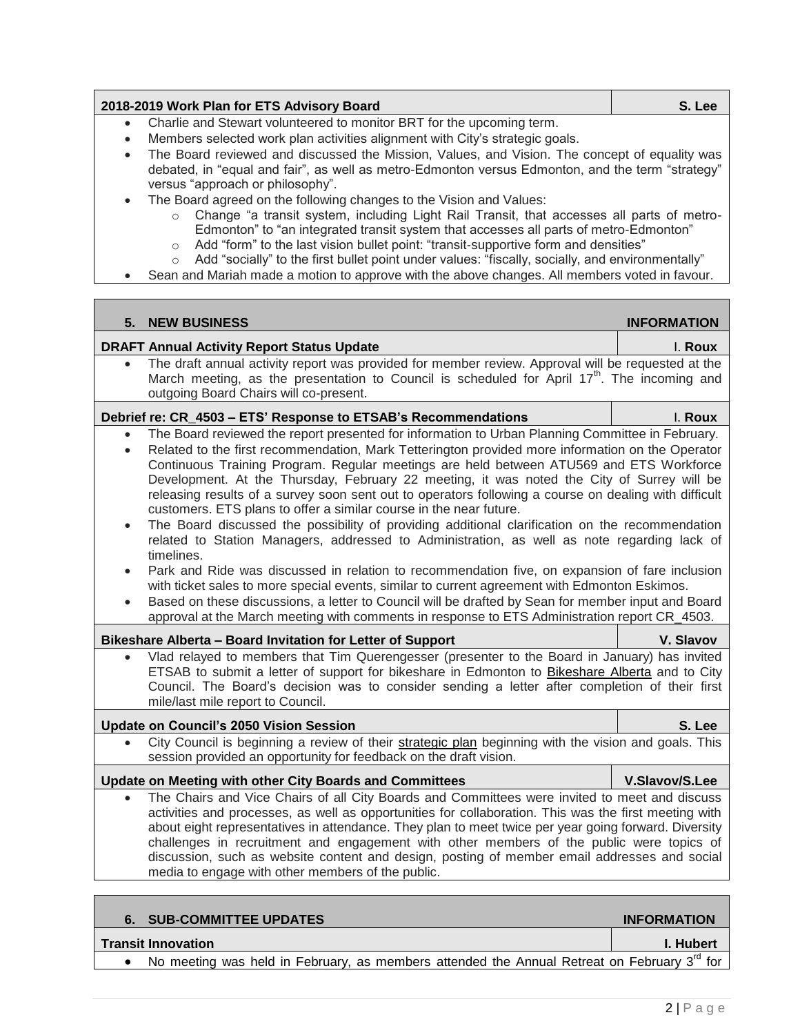**2018-2019 Work Plan for ETS Advisory Board** — **S. Lee**

- Charlie and Stewart volunteered to monitor BRT for the upcoming term.
- Members selected work plan activities alignment with City's strategic goals.
- The Board reviewed and discussed the Mission, Values, and Vision. The concept of equality was debated, in "equal and fair", as well as metro-Edmonton versus Edmonton, and the term "strategy" versus "approach or philosophy".
- The Board agreed on the following changes to the Vision and Values:
  - Change "a transit system, including Light Rail Transit, that accesses all parts of metro-Edmonton" to "an integrated transit system that accesses all parts of metro-Edmonton"
  - Add "form" to the last vision bullet point: "transit-supportive form and densities"
  - Add "socially" to the first bullet point under values: "fiscally, socially, and environmentally"
- Sean and Mariah made a motion to approve with the above changes. All members voted in favour.

## 5. NEW BUSINESS — INFORMATION

**DRAFT Annual Activity Report Status Update** — **I. Roux**

- The draft annual activity report was provided for member review. Approval will be requested at the March meeting, as the presentation to Council is scheduled for April 17th. The incoming and outgoing Board Chairs will co-present.

**Debrief re: CR_4503 – ETS' Response to ETSAB's Recommendations** — **I. Roux**

- The Board reviewed the report presented for information to Urban Planning Committee in February.
- Related to the first recommendation, Mark Tetterington provided more information on the Operator Continuous Training Program. Regular meetings are held between ATU569 and ETS Workforce Development. At the Thursday, February 22 meeting, it was noted the City of Surrey will be releasing results of a survey soon sent out to operators following a course on dealing with difficult customers. ETS plans to offer a similar course in the near future.
- The Board discussed the possibility of providing additional clarification on the recommendation related to Station Managers, addressed to Administration, as well as note regarding lack of timelines.
- Park and Ride was discussed in relation to recommendation five, on expansion of fare inclusion with ticket sales to more special events, similar to current agreement with Edmonton Eskimos.
- Based on these discussions, a letter to Council will be drafted by Sean for member input and Board approval at the March meeting with comments in response to ETS Administration report CR_4503.

**Bikeshare Alberta – Board Invitation for Letter of Support** — **V. Slavov**

- Vlad relayed to members that Tim Querengesser (presenter to the Board in January) has invited ETSAB to submit a letter of support for bikeshare in Edmonton to Bikeshare Alberta and to City Council. The Board's decision was to consider sending a letter after completion of their first mile/last mile report to Council.

**Update on Council's 2050 Vision Session** — **S. Lee**

- City Council is beginning a review of their strategic plan beginning with the vision and goals. This session provided an opportunity for feedback on the draft vision.

**Update on Meeting with other City Boards and Committees** — **V.Slavov/S.Lee**

- The Chairs and Vice Chairs of all City Boards and Committees were invited to meet and discuss activities and processes, as well as opportunities for collaboration. This was the first meeting with about eight representatives in attendance. They plan to meet twice per year going forward. Diversity challenges in recruitment and engagement with other members of the public were topics of discussion, such as website content and design, posting of member email addresses and social media to engage with other members of the public.

## 6. SUB-COMMITTEE UPDATES — INFORMATION

**Transit Innovation** — **I. Hubert**

- No meeting was held in February, as members attended the Annual Retreat on February 3rd for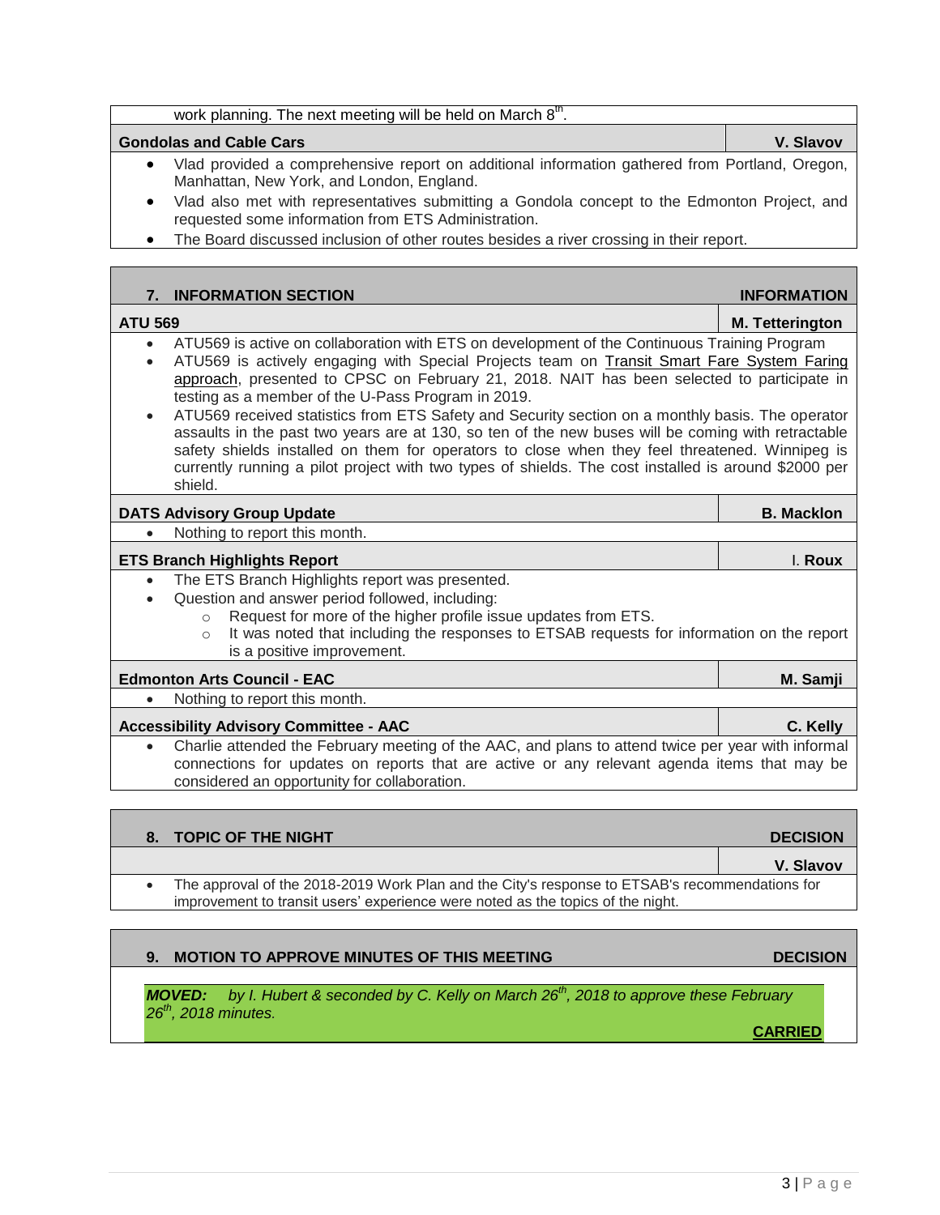work planning. The next meeting will be held on March 8th.

**Gondolas and Cable Cars** — **V. Slavov**

- Vlad provided a comprehensive report on additional information gathered from Portland, Oregon, Manhattan, New York, and London, England.
- Vlad also met with representatives submitting a Gondola concept to the Edmonton Project, and requested some information from ETS Administration.
- The Board discussed inclusion of other routes besides a river crossing in their report.

## 7. INFORMATION SECTION — INFORMATION

**ATU 569** — **M. Tetterington**

- ATU569 is active on collaboration with ETS on development of the Continuous Training Program
- ATU569 is actively engaging with Special Projects team on Transit Smart Fare System Faring approach, presented to CPSC on February 21, 2018. NAIT has been selected to participate in testing as a member of the U-Pass Program in 2019.
- ATU569 received statistics from ETS Safety and Security section on a monthly basis. The operator assaults in the past two years are at 130, so ten of the new buses will be coming with retractable safety shields installed on them for operators to close when they feel threatened. Winnipeg is currently running a pilot project with two types of shields. The cost installed is around $2000 per shield.

**DATS Advisory Group Update** — **B. Macklon**

- Nothing to report this month.

**ETS Branch Highlights Report** — I. **Roux**

- The ETS Branch Highlights report was presented.
- Question and answer period followed, including:
  - Request for more of the higher profile issue updates from ETS.
  - It was noted that including the responses to ETSAB requests for information on the report is a positive improvement.

**Edmonton Arts Council - EAC** — **M. Samji**

- Nothing to report this month.

**Accessibility Advisory Committee - AAC** — **C. Kelly**

- Charlie attended the February meeting of the AAC, and plans to attend twice per year with informal connections for updates on reports that are active or any relevant agenda items that may be considered an opportunity for collaboration.

## 8. TOPIC OF THE NIGHT — DECISION

**V. Slavov**

- The approval of the 2018-2019 Work Plan and the City's response to ETSAB's recommendations for improvement to transit users' experience were noted as the topics of the night.

## 9. MOTION TO APPROVE MINUTES OF THIS MEETING — DECISION

***MOVED:*** *by I. Hubert & seconded by C. Kelly on March 26th, 2018 to approve these February 26th, 2018 minutes.*

**CARRIED**